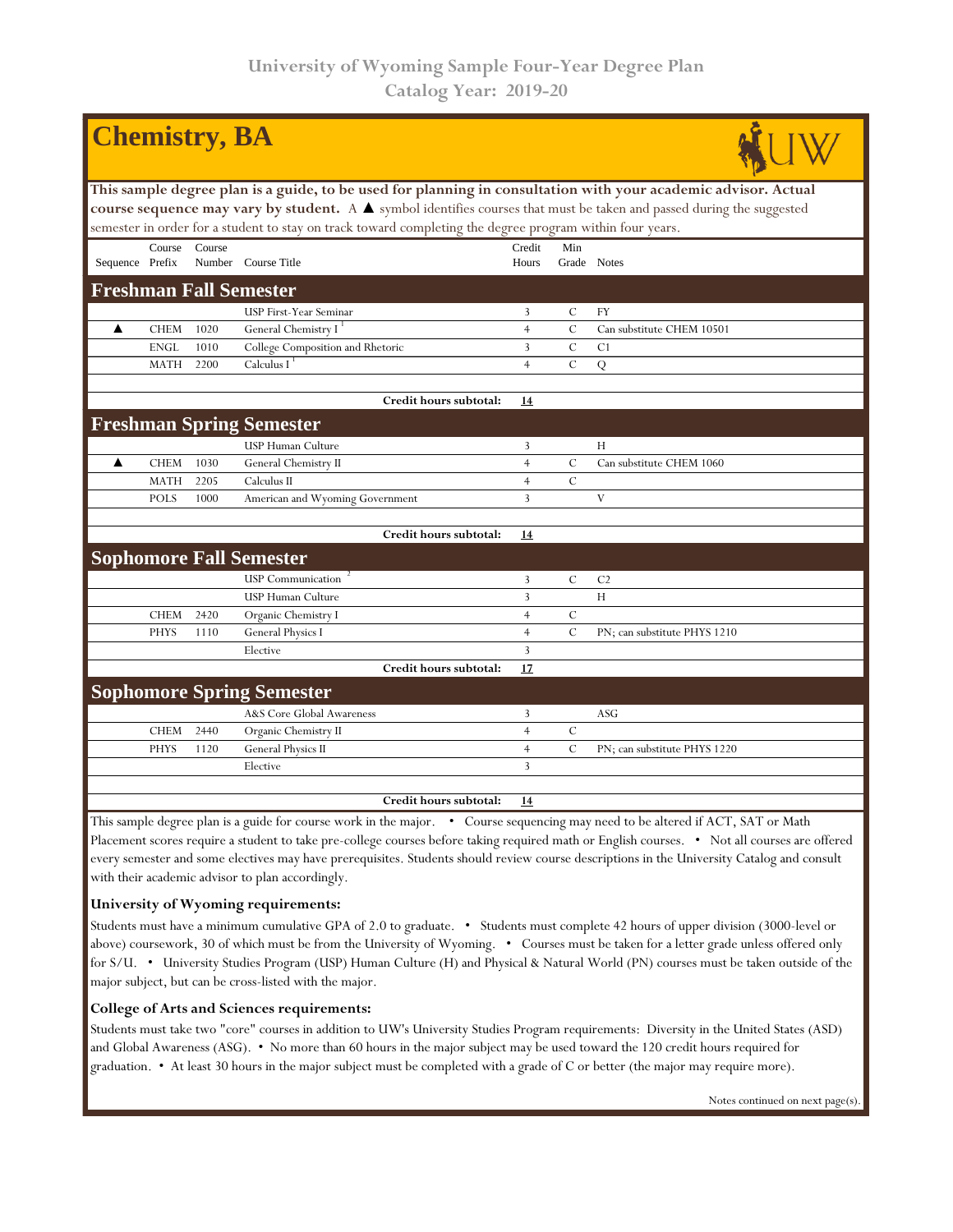# University of Wyoming Sample Four-Year Degree Plan
## Catalog Year: 2019-20

# Chemistry, BA

**This sample degree plan is a guide, to be used for planning in consultation with your academic advisor. Actual course sequence may vary by student.** A ▲ symbol identifies courses that must be taken and passed during the suggested semester in order for a student to stay on track toward completing the degree program within four years.

| Sequence | Course Prefix | Course Number | Course Title | Credit Hours | Min Grade | Notes |
|---|---|---|---|---|---|---|
| **Freshman Fall Semester** | | | | | | |
| | | | USP First-Year Seminar | 3 | C | FY |
| ▲ | CHEM | 1020 | General Chemistry I [1] | 4 | C | Can substitute CHEM 10501 |
| | ENGL | 1010 | College Composition and Rhetoric | 3 | C | C1 |
| | MATH | 2200 | Calculus I [1] | 4 | C | Q |
| | | | **Credit hours subtotal:** | **14** | | |
| **Freshman Spring Semester** | | | | | | |
| | | | USP Human Culture | 3 | | H |
| ▲ | CHEM | 1030 | General Chemistry II | 4 | C | Can substitute CHEM 1060 |
| | MATH | 2205 | Calculus II | 4 | C | |
| | POLS | 1000 | American and Wyoming Government | 3 | | V |
| | | | **Credit hours subtotal:** | **14** | | |
| **Sophomore Fall Semester** | | | | | | |
| | | | USP Communication [2] | 3 | C | C2 |
| | | | USP Human Culture | 3 | | H |
| | CHEM | 2420 | Organic Chemistry I | 4 | C | |
| | PHYS | 1110 | General Physics I | 4 | C | PN; can substitute PHYS 1210 |
| | | | Elective | 3 | | |
| | | | **Credit hours subtotal:** | **17** | | |
| **Sophomore Spring Semester** | | | | | | |
| | | | A&S Core Global Awareness | 3 | | ASG |
| | CHEM | 2440 | Organic Chemistry II | 4 | C | |
| | PHYS | 1120 | General Physics II | 4 | C | PN; can substitute PHYS 1220 |
| | | | Elective | 3 | | |
| | | | **Credit hours subtotal:** | **14** | | |

This sample degree plan is a guide for course work in the major. • Course sequencing may need to be altered if ACT, SAT or Math Placement scores require a student to take pre-college courses before taking required math or English courses. • Not all courses are offered every semester and some electives may have prerequisites. Students should review course descriptions in the University Catalog and consult with their academic advisor to plan accordingly.

**University of Wyoming requirements:**

Students must have a minimum cumulative GPA of 2.0 to graduate. • Students must complete 42 hours of upper division (3000-level or above) coursework, 30 of which must be from the University of Wyoming. • Courses must be taken for a letter grade unless offered only for S/U. • University Studies Program (USP) Human Culture (H) and Physical & Natural World (PN) courses must be taken outside of the major subject, but can be cross-listed with the major.

**College of Arts and Sciences requirements:**

Students must take two "core" courses in addition to UW's University Studies Program requirements: Diversity in the United States (ASD) and Global Awareness (ASG). • No more than 60 hours in the major subject may be used toward the 120 credit hours required for graduation. • At least 30 hours in the major subject must be completed with a grade of C or better (the major may require more).

Notes continued on next page(s).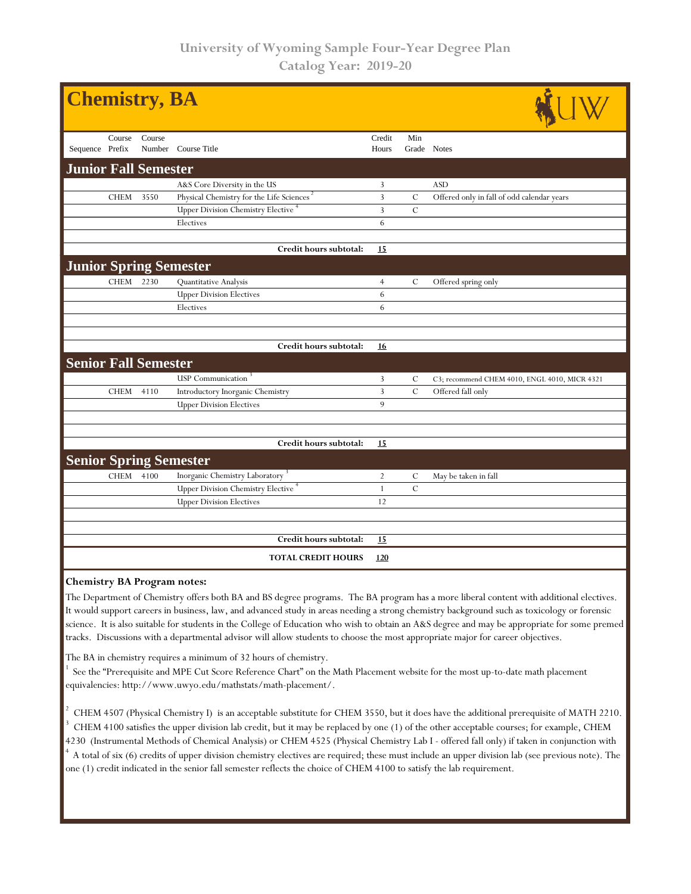University of Wyoming Sample Four-Year Degree Plan
Catalog Year: 2019-20

# Chemistry, BA

| Sequence | Course Prefix | Course Number | Course Title | Credit Hours | Min Grade | Notes |
|---|---|---|---|---|---|---|
| **Junior Fall Semester** | | | | | | |
| | | | A&S Core Diversity in the US | 3 | | ASD |
| | CHEM | 3550 | Physical Chemistry for the Life Sciences [2] | 3 | C | Offered only in fall of odd calendar years |
| | | | Upper Division Chemistry Elective [4] | 3 | C | |
| | | | Electives | 6 | | |
| | | | **Credit hours subtotal:** | **15** | | |
| **Junior Spring Semester** | | | | | | |
| | CHEM | 2230 | Quantitative Analysis | 4 | C | Offered spring only |
| | | | Upper Division Electives | 6 | | |
| | | | Electives | 6 | | |
| | | | **Credit hours subtotal:** | **16** | | |
| **Senior Fall Semester** | | | | | | |
| | | | USP Communication [3] | 3 | C | C3; recommend CHEM 4010, ENGL 4010, MICR 4321 |
| | CHEM | 4110 | Introductory Inorganic Chemistry | 3 | C | Offered fall only |
| | | | Upper Division Electives | 9 | | |
| | | | **Credit hours subtotal:** | **15** | | |
| **Senior Spring Semester** | | | | | | |
| | CHEM | 4100 | Inorganic Chemistry Laboratory [3] | 2 | C | May be taken in fall |
| | | | Upper Division Chemistry Elective [4] | 1 | C | |
| | | | Upper Division Electives | 12 | | |
| | | | **Credit hours subtotal:** | **15** | | |
| | | | **TOTAL CREDIT HOURS** | **120** | | |

**Chemistry BA Program notes:**

The Department of Chemistry offers both BA and BS degree programs. The BA program has a more liberal content with additional electives. It would support careers in business, law, and advanced study in areas needing a strong chemistry background such as toxicology or forensic science. It is also suitable for students in the College of Education who wish to obtain an A&S degree and may be appropriate for some premed tracks. Discussions with a departmental advisor will allow students to choose the most appropriate major for career objectives.

The BA in chemistry requires a minimum of 32 hours of chemistry.

[1] See the "Prerequisite and MPE Cut Score Reference Chart" on the Math Placement website for the most up-to-date math placement equivalencies: http://www.uwyo.edu/mathstats/math-placement/.

[2] CHEM 4507 (Physical Chemistry I) is an acceptable substitute for CHEM 3550, but it does have the additional prerequisite of MATH 2210.

[3] CHEM 4100 satisfies the upper division lab credit, but it may be replaced by one (1) of the other acceptable courses; for example, CHEM 4230 (Instrumental Methods of Chemical Analysis) or CHEM 4525 (Physical Chemistry Lab I - offered fall only) if taken in conjunction with

[4] A total of six (6) credits of upper division chemistry electives are required; these must include an upper division lab (see previous note). The one (1) credit indicated in the senior fall semester reflects the choice of CHEM 4100 to satisfy the lab requirement.